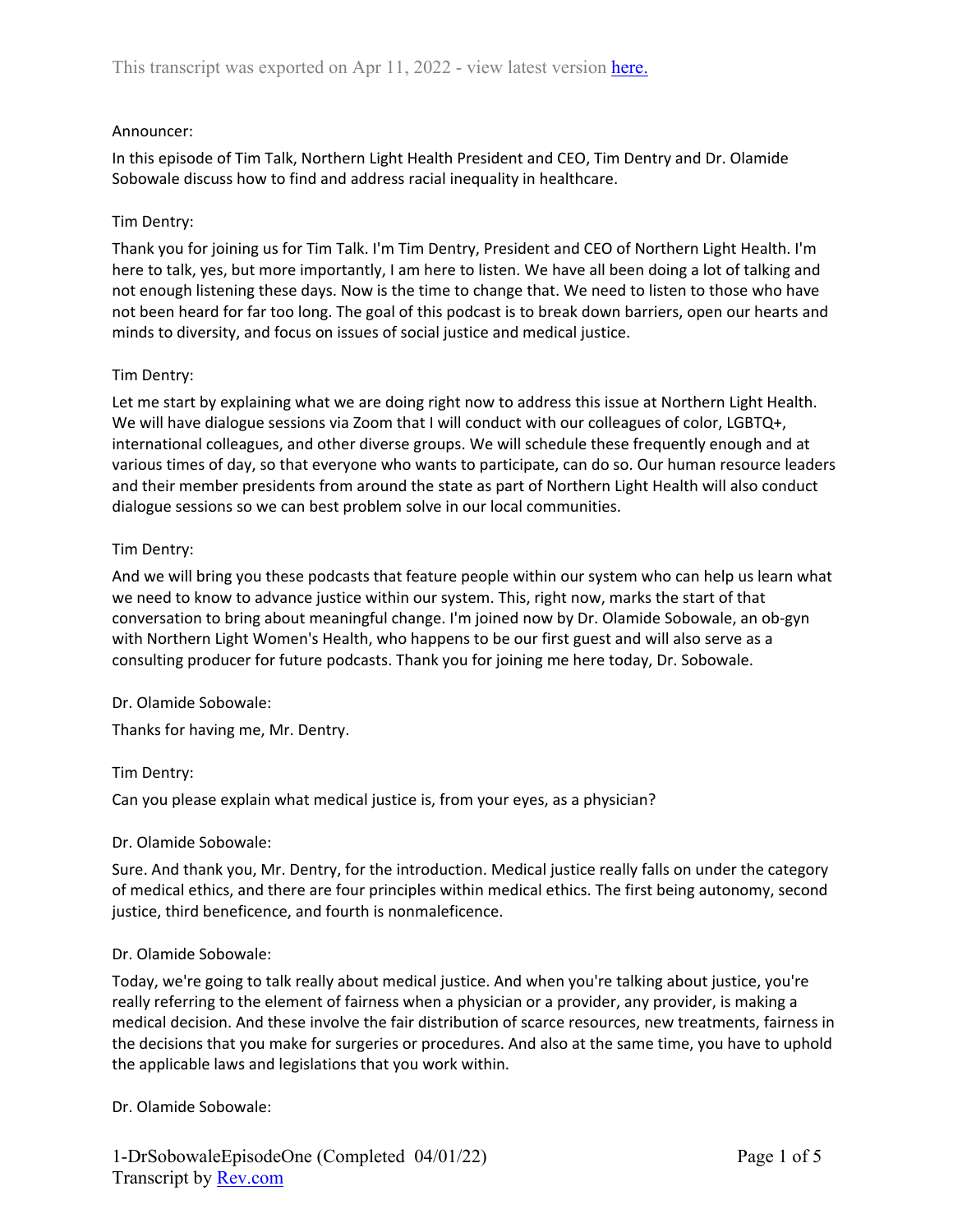This transcript was exported on Apr 11, 2022 - view latest version here.

Announcer:

In this episode of Tim Talk, Northern Light Health President and CEO, Tim Dentry and Dr. Olamide Sobowale discuss how to find and address racial inequality in healthcare.

Tim Dentry:

Thank you for joining us for Tim Talk. I'm Tim Dentry, President and CEO of Northern Light Health. I'm here to talk, yes, but more importantly, I am here to listen. We have all been doing a lot of talking and not enough listening these days. Now is the time to change that. We need to listen to those who have not been heard for far too long. The goal of this podcast is to break down barriers, open our hearts and minds to diversity, and focus on issues of social justice and medical justice.

Tim Dentry:

Let me start by explaining what we are doing right now to address this issue at Northern Light Health. We will have dialogue sessions via Zoom that I will conduct with our colleagues of color, LGBTQ+, international colleagues, and other diverse groups. We will schedule these frequently enough and at various times of day, so that everyone who wants to participate, can do so. Our human resource leaders and their member presidents from around the state as part of Northern Light Health will also conduct dialogue sessions so we can best problem solve in our local communities.

Tim Dentry:

And we will bring you these podcasts that feature people within our system who can help us learn what we need to know to advance justice within our system. This, right now, marks the start of that conversation to bring about meaningful change. I'm joined now by Dr. Olamide Sobowale, an ob-gyn with Northern Light Women's Health, who happens to be our first guest and will also serve as a consulting producer for future podcasts. Thank you for joining me here today, Dr. Sobowale.

Dr. Olamide Sobowale:

Thanks for having me, Mr. Dentry.

Tim Dentry:

Can you please explain what medical justice is, from your eyes, as a physician?

Dr. Olamide Sobowale:

Sure. And thank you, Mr. Dentry, for the introduction. Medical justice really falls on under the category of medical ethics, and there are four principles within medical ethics. The first being autonomy, second justice, third beneficence, and fourth is nonmaleficence.

Dr. Olamide Sobowale:

Today, we're going to talk really about medical justice. And when you're talking about justice, you're really referring to the element of fairness when a physician or a provider, any provider, is making a medical decision. And these involve the fair distribution of scarce resources, new treatments, fairness in the decisions that you make for surgeries or procedures. And also at the same time, you have to uphold the applicable laws and legislations that you work within.

Dr. Olamide Sobowale:

1-DrSobowaleEpisodeOne (Completed 04/01/22)
Transcript by Rev.com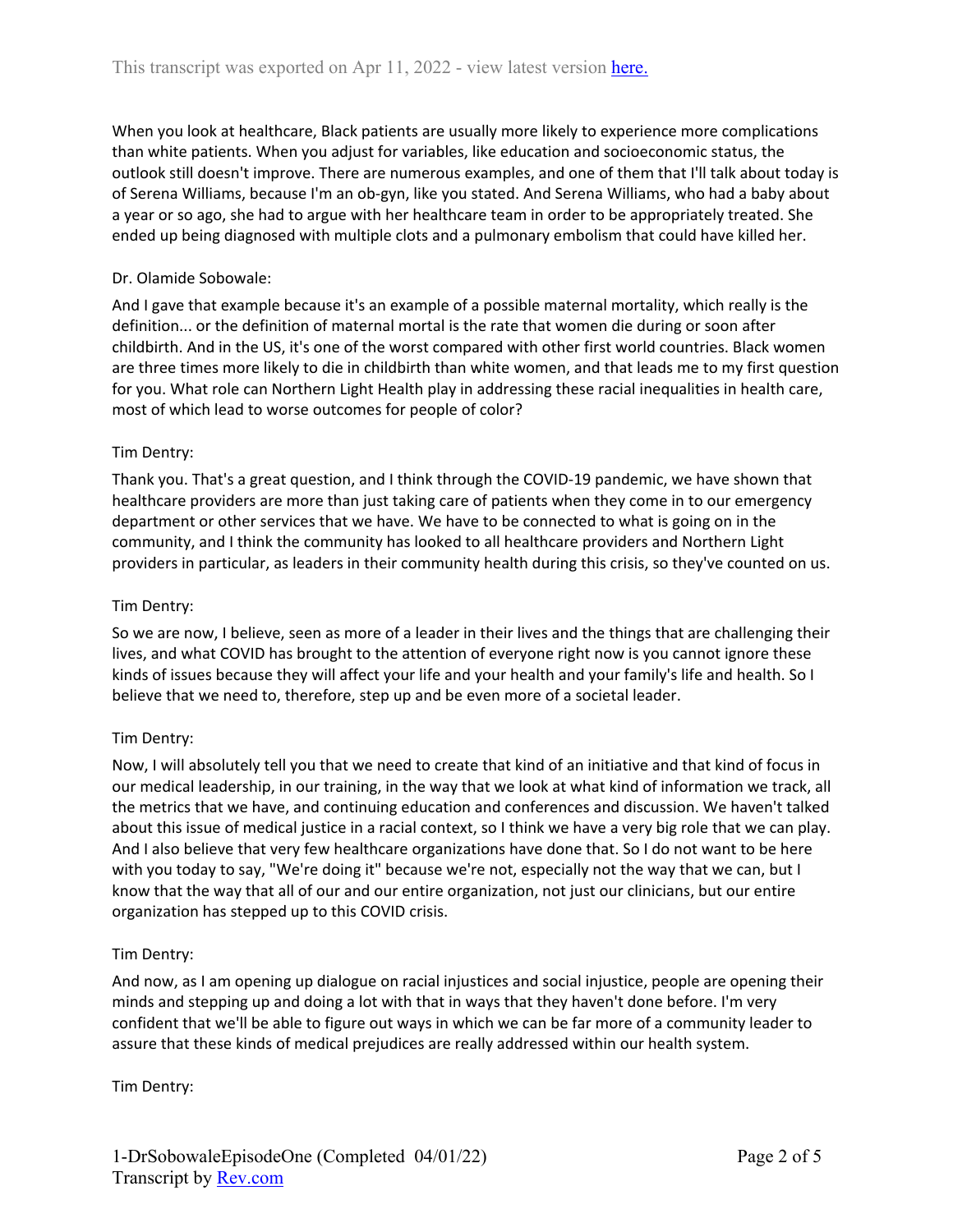When you look at healthcare, Black patients are usually more likely to experience more complications than white patients. When you adjust for variables, like education and socioeconomic status, the outlook still doesn't improve. There are numerous examples, and one of them that I'll talk about today is of Serena Williams, because I'm an ob-gyn, like you stated. And Serena Williams, who had a baby about a year or so ago, she had to argue with her healthcare team in order to be appropriately treated. She ended up being diagnosed with multiple clots and a pulmonary embolism that could have killed her.

Dr. Olamide Sobowale:

And I gave that example because it's an example of a possible maternal mortality, which really is the definition... or the definition of maternal mortal is the rate that women die during or soon after childbirth. And in the US, it's one of the worst compared with other first world countries. Black women are three times more likely to die in childbirth than white women, and that leads me to my first question for you. What role can Northern Light Health play in addressing these racial inequalities in health care, most of which lead to worse outcomes for people of color?

Tim Dentry:

Thank you. That's a great question, and I think through the COVID-19 pandemic, we have shown that healthcare providers are more than just taking care of patients when they come in to our emergency department or other services that we have. We have to be connected to what is going on in the community, and I think the community has looked to all healthcare providers and Northern Light providers in particular, as leaders in their community health during this crisis, so they've counted on us.

Tim Dentry:

So we are now, I believe, seen as more of a leader in their lives and the things that are challenging their lives, and what COVID has brought to the attention of everyone right now is you cannot ignore these kinds of issues because they will affect your life and your health and your family's life and health. So I believe that we need to, therefore, step up and be even more of a societal leader.

Tim Dentry:

Now, I will absolutely tell you that we need to create that kind of an initiative and that kind of focus in our medical leadership, in our training, in the way that we look at what kind of information we track, all the metrics that we have, and continuing education and conferences and discussion. We haven't talked about this issue of medical justice in a racial context, so I think we have a very big role that we can play. And I also believe that very few healthcare organizations have done that. So I do not want to be here with you today to say, "We're doing it" because we're not, especially not the way that we can, but I know that the way that all of our and our entire organization, not just our clinicians, but our entire organization has stepped up to this COVID crisis.

Tim Dentry:

And now, as I am opening up dialogue on racial injustices and social injustice, people are opening their minds and stepping up and doing a lot with that in ways that they haven't done before. I'm very confident that we'll be able to figure out ways in which we can be far more of a community leader to assure that these kinds of medical prejudices are really addressed within our health system.

Tim Dentry: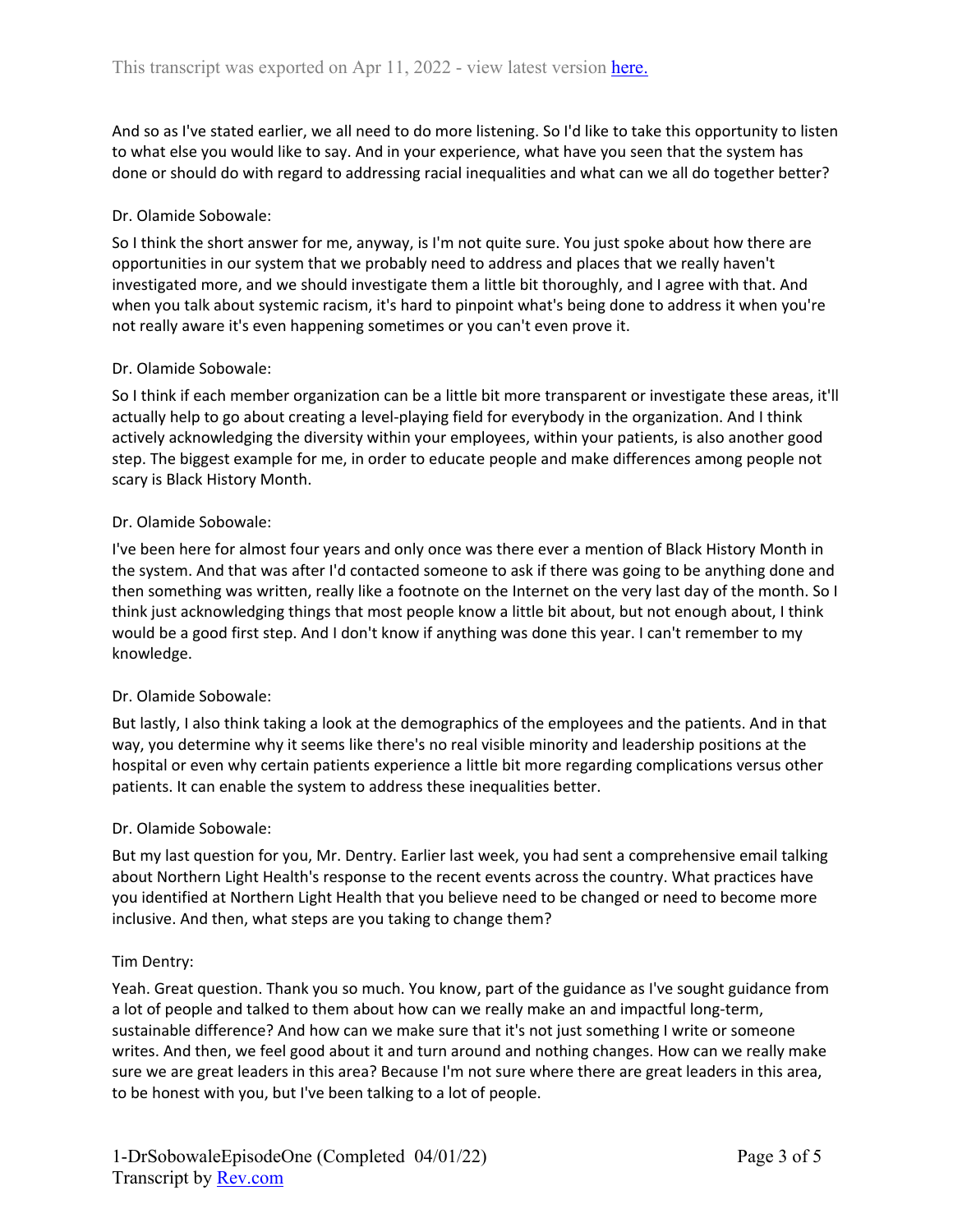And so as I've stated earlier, we all need to do more listening. So I'd like to take this opportunity to listen to what else you would like to say. And in your experience, what have you seen that the system has done or should do with regard to addressing racial inequalities and what can we all do together better?

Dr. Olamide Sobowale:

So I think the short answer for me, anyway, is I'm not quite sure. You just spoke about how there are opportunities in our system that we probably need to address and places that we really haven't investigated more, and we should investigate them a little bit thoroughly, and I agree with that. And when you talk about systemic racism, it's hard to pinpoint what's being done to address it when you're not really aware it's even happening sometimes or you can't even prove it.

Dr. Olamide Sobowale:

So I think if each member organization can be a little bit more transparent or investigate these areas, it'll actually help to go about creating a level-playing field for everybody in the organization. And I think actively acknowledging the diversity within your employees, within your patients, is also another good step. The biggest example for me, in order to educate people and make differences among people not scary is Black History Month.

Dr. Olamide Sobowale:

I've been here for almost four years and only once was there ever a mention of Black History Month in the system. And that was after I'd contacted someone to ask if there was going to be anything done and then something was written, really like a footnote on the Internet on the very last day of the month. So I think just acknowledging things that most people know a little bit about, but not enough about, I think would be a good first step. And I don't know if anything was done this year. I can't remember to my knowledge.

Dr. Olamide Sobowale:

But lastly, I also think taking a look at the demographics of the employees and the patients. And in that way, you determine why it seems like there's no real visible minority and leadership positions at the hospital or even why certain patients experience a little bit more regarding complications versus other patients. It can enable the system to address these inequalities better.

Dr. Olamide Sobowale:

But my last question for you, Mr. Dentry. Earlier last week, you had sent a comprehensive email talking about Northern Light Health's response to the recent events across the country. What practices have you identified at Northern Light Health that you believe need to be changed or need to become more inclusive. And then, what steps are you taking to change them?

Tim Dentry:

Yeah. Great question. Thank you so much. You know, part of the guidance as I've sought guidance from a lot of people and talked to them about how can we really make an and impactful long-term, sustainable difference? And how can we make sure that it's not just something I write or someone writes. And then, we feel good about it and turn around and nothing changes. How can we really make sure we are great leaders in this area? Because I'm not sure where there are great leaders in this area, to be honest with you, but I've been talking to a lot of people.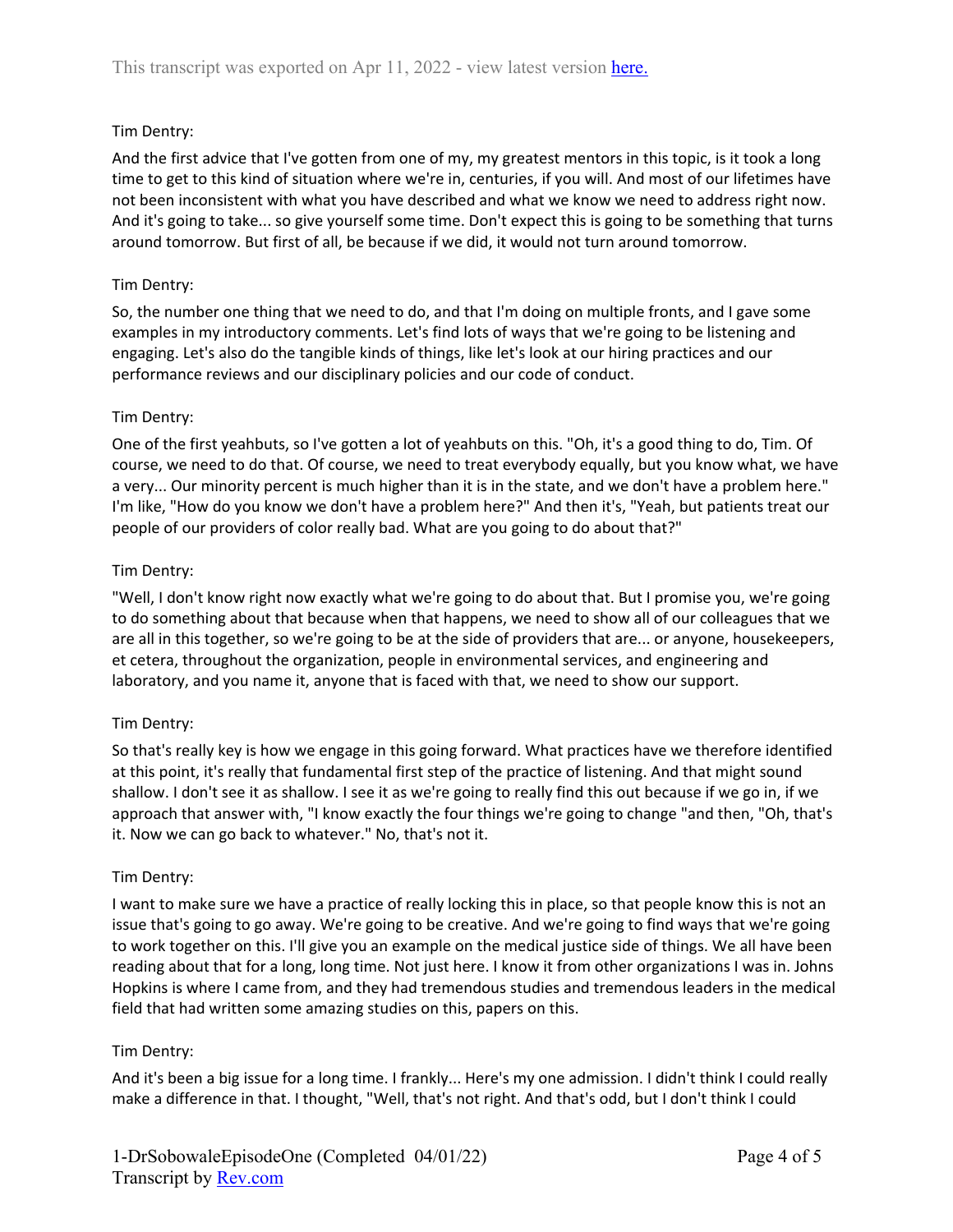Tim Dentry:

And the first advice that I've gotten from one of my, my greatest mentors in this topic, is it took a long time to get to this kind of situation where we're in, centuries, if you will. And most of our lifetimes have not been inconsistent with what you have described and what we know we need to address right now. And it's going to take... so give yourself some time. Don't expect this is going to be something that turns around tomorrow. But first of all, be because if we did, it would not turn around tomorrow.

Tim Dentry:

So, the number one thing that we need to do, and that I'm doing on multiple fronts, and I gave some examples in my introductory comments. Let's find lots of ways that we're going to be listening and engaging. Let's also do the tangible kinds of things, like let's look at our hiring practices and our performance reviews and our disciplinary policies and our code of conduct.

Tim Dentry:

One of the first yeahbuts, so I've gotten a lot of yeahbuts on this. "Oh, it's a good thing to do, Tim. Of course, we need to do that. Of course, we need to treat everybody equally, but you know what, we have a very... Our minority percent is much higher than it is in the state, and we don't have a problem here." I'm like, "How do you know we don't have a problem here?" And then it's, "Yeah, but patients treat our people of our providers of color really bad. What are you going to do about that?"

Tim Dentry:

"Well, I don't know right now exactly what we're going to do about that. But I promise you, we're going to do something about that because when that happens, we need to show all of our colleagues that we are all in this together, so we're going to be at the side of providers that are... or anyone, housekeepers, et cetera, throughout the organization, people in environmental services, and engineering and laboratory, and you name it, anyone that is faced with that, we need to show our support.

Tim Dentry:

So that's really key is how we engage in this going forward. What practices have we therefore identified at this point, it's really that fundamental first step of the practice of listening. And that might sound shallow. I don't see it as shallow. I see it as we're going to really find this out because if we go in, if we approach that answer with, "I know exactly the four things we're going to change "and then, "Oh, that's it. Now we can go back to whatever." No, that's not it.

Tim Dentry:

I want to make sure we have a practice of really locking this in place, so that people know this is not an issue that's going to go away. We're going to be creative. And we're going to find ways that we're going to work together on this. I'll give you an example on the medical justice side of things. We all have been reading about that for a long, long time. Not just here. I know it from other organizations I was in. Johns Hopkins is where I came from, and they had tremendous studies and tremendous leaders in the medical field that had written some amazing studies on this, papers on this.

Tim Dentry:

And it's been a big issue for a long time. I frankly... Here's my one admission. I didn't think I could really make a difference in that. I thought, "Well, that's not right. And that's odd, but I don't think I could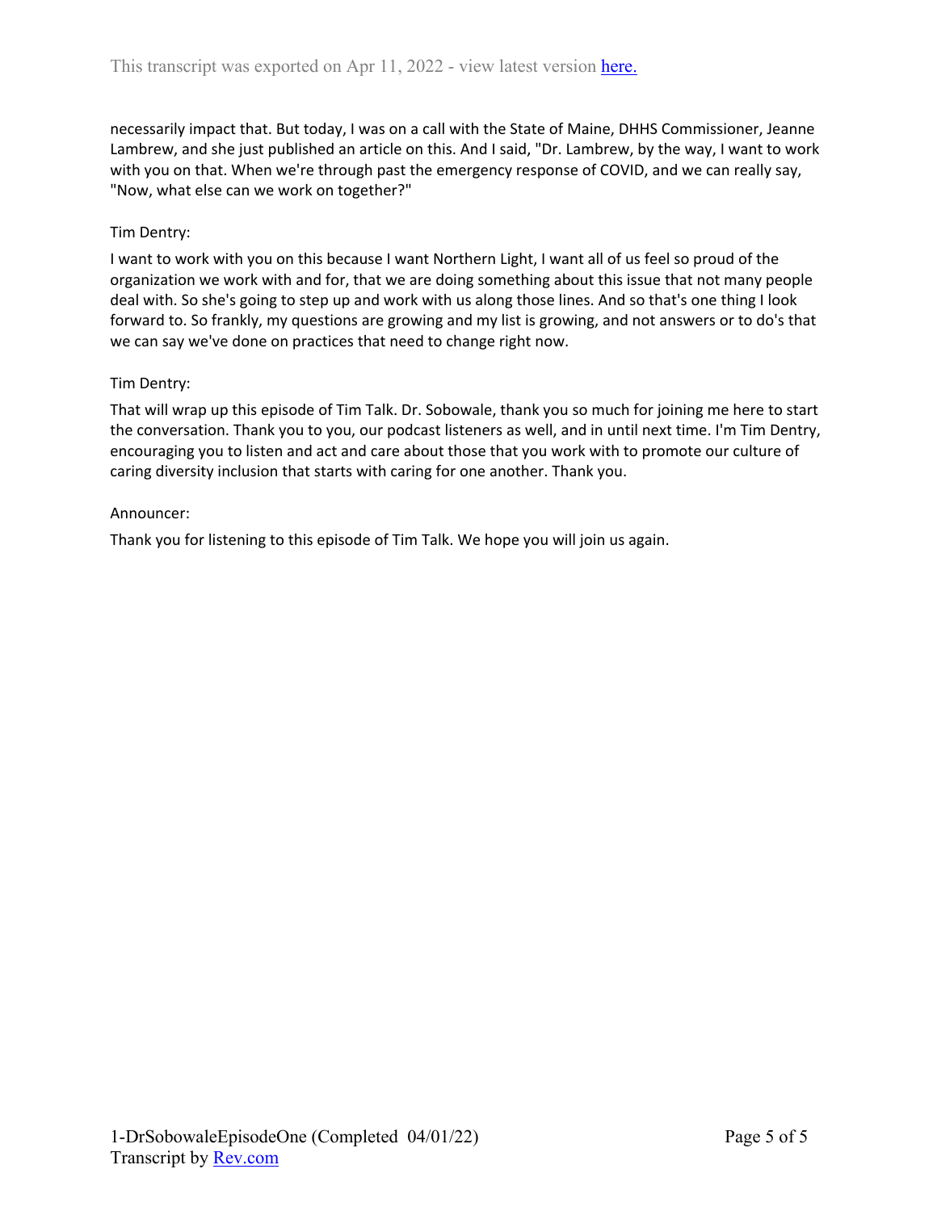necessarily impact that. But today, I was on a call with the State of Maine, DHHS Commissioner, Jeanne Lambrew, and she just published an article on this. And I said, "Dr. Lambrew, by the way, I want to work with you on that. When we're through past the emergency response of COVID, and we can really say, "Now, what else can we work on together?"

Tim Dentry:

I want to work with you on this because I want Northern Light, I want all of us feel so proud of the organization we work with and for, that we are doing something about this issue that not many people deal with. So she's going to step up and work with us along those lines. And so that's one thing I look forward to. So frankly, my questions are growing and my list is growing, and not answers or to do's that we can say we've done on practices that need to change right now.

Tim Dentry:

That will wrap up this episode of Tim Talk. Dr. Sobowale, thank you so much for joining me here to start the conversation. Thank you to you, our podcast listeners as well, and in until next time. I'm Tim Dentry, encouraging you to listen and act and care about those that you work with to promote our culture of caring diversity inclusion that starts with caring for one another. Thank you.

Announcer:

Thank you for listening to this episode of Tim Talk. We hope you will join us again.